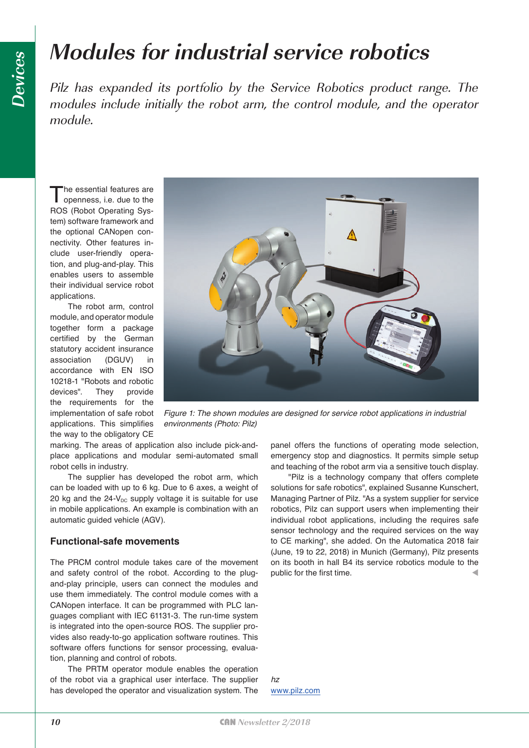# Modules for industrial service robotics

*Pilz has expanded its portfolio by the Service Robotics product range. The modules include initially the robot arm, the control module, and the operator module.*

The essential features are openness, i.e. due to the ROS (Robot Operating System) software framework and the optional CANopen connectivity. Other features include user-friendly operation, and plug-and-play. This enables users to assemble their individual service robot applications.

The robot arm, control module, and operator module together form a package certified by the German statutory accident insurance association (DGUV) in accordance with EN ISO 10218-1 "Robots and robotic devices". They provide the requirements for the implementation of safe robot applications. This simplifies the way to the obligatory CE marking. The areas of application also include pick-and-place applications and modular semi-automated small robot cells in industry.

Figure 1: The shown modules are designed for service robot applications in industrial environments (Photo: Pilz)

The supplier has developed the robot arm, which can be loaded with up to 6 kg. Due to 6 axes, a weight of 20 kg and the 24-$V_{DC}$ supply voltage it is suitable for use in mobile applications. An example is combination with an automatic guided vehicle (AGV).

## Functional-safe movements

The PRCM control module takes care of the movement and safety control of the robot. According to the plug-and-play principle, users can connect the modules and use them immediately. The control module comes with a CANopen interface. It can be programmed with PLC languages compliant with IEC 61131-3. The run-time system is integrated into the open-source ROS. The supplier provides also ready-to-go application software routines. This software offers functions for sensor processing, evaluation, planning and control of robots.

The PRTM operator module enables the operation of the robot via a graphical user interface. The supplier has developed the operator and visualization system. The panel offers the functions of operating mode selection, emergency stop and diagnostics. It permits simple setup and teaching of the robot arm via a sensitive touch display.

"Pilz is a technology company that offers complete solutions for safe robotics", explained Susanne Kunschert, Managing Partner of Pilz. "As a system supplier for service robotics, Pilz can support users when implementing their individual robot applications, including the requires safe sensor technology and the required services on the way to CE marking", she added. On the Automatica 2018 fair (June, 19 to 22, 2018) in Munich (Germany), Pilz presents on its booth in hall B4 its service robotics module to the public for the first time.

*hz*

www.pilz.com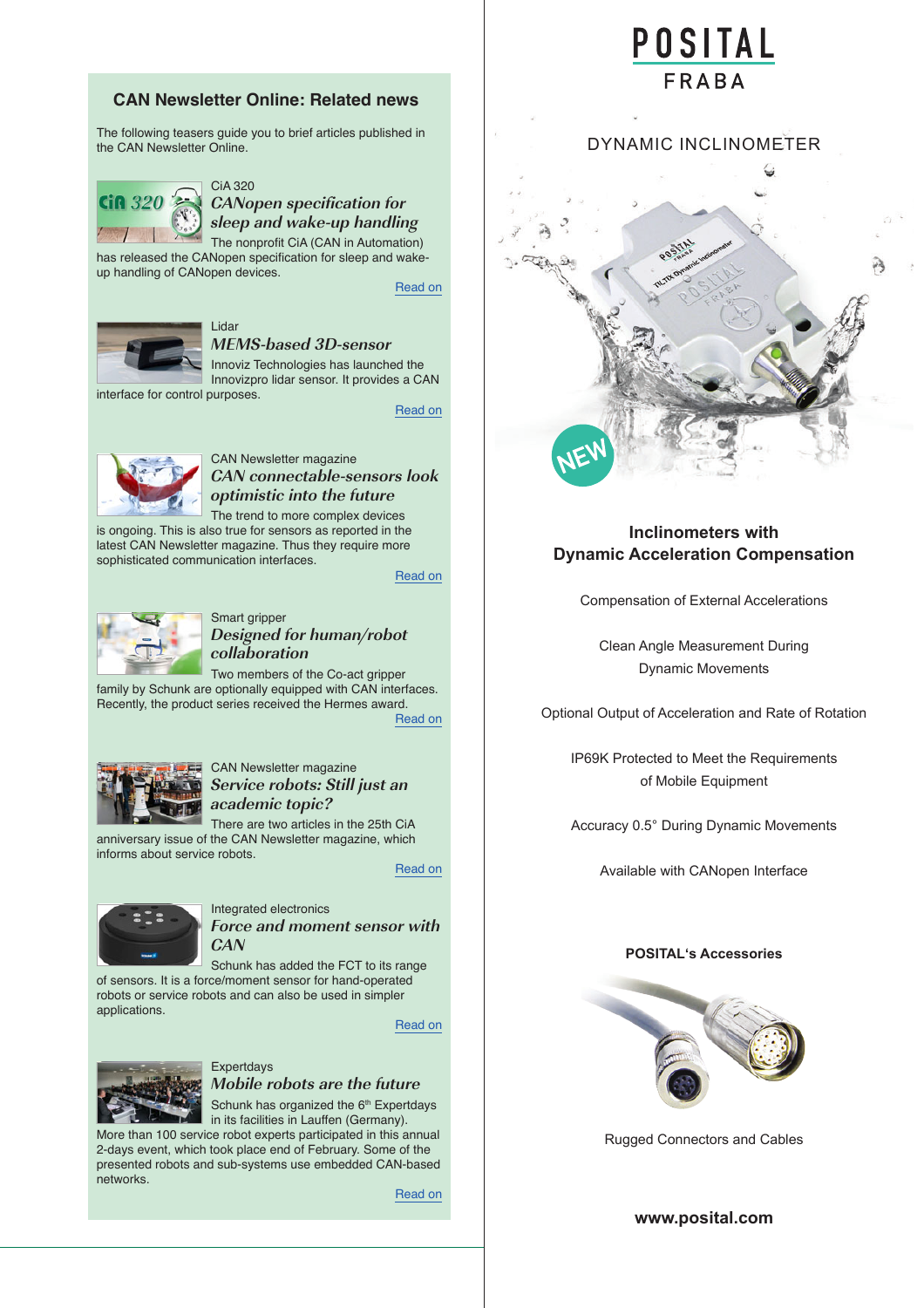## CAN Newsletter Online: Related news

The following teasers guide you to brief articles published in the CAN Newsletter Online.

CiA 320

### *CANopen specification for sleep and wake-up handling*

The nonprofit CiA (CAN in Automation) has released the CANopen specification for sleep and wake-up handling of CANopen devices.

Read on

Lidar

### *MEMS-based 3D-sensor*

Innoviz Technologies has launched the Innovizpro lidar sensor. It provides a CAN interface for control purposes.

Read on

CAN Newsletter magazine

### *CAN connectable-sensors look optimistic into the future*

The trend to more complex devices is ongoing. This is also true for sensors as reported in the latest CAN Newsletter magazine. Thus they require more sophisticated communication interfaces.

Read on

Smart gripper

### *Designed for human/robot collaboration*

Two members of the Co-act gripper family by Schunk are optionally equipped with CAN interfaces. Recently, the product series received the Hermes award.

Read on

CAN Newsletter magazine

### *Service robots: Still just an academic topic?*

There are two articles in the 25th CiA anniversary issue of the CAN Newsletter magazine, which informs about service robots.

Read on

Integrated electronics

### *Force and moment sensor with CAN*

Schunk has added the FCT to its range of sensors. It is a force/moment sensor for hand-operated robots or service robots and can also be used in simpler applications.

Read on

Expertdays

### *Mobile robots are the future*

Schunk has organized the 6th Expertdays in its facilities in Lauffen (Germany). More than 100 service robot experts participated in this annual 2-days event, which took place end of February. Some of the presented robots and sub-systems use embedded CAN-based networks.

Read on

---

POSITAL
FRABA

DYNAMIC INCLINOMETER

NEW

**Inclinometers with Dynamic Acceleration Compensation**

Compensation of External Accelerations

Clean Angle Measurement During Dynamic Movements

Optional Output of Acceleration and Rate of Rotation

IP69K Protected to Meet the Requirements of Mobile Equipment

Accuracy 0.5° During Dynamic Movements

Available with CANopen Interface

**POSITAL's Accessories**

Rugged Connectors and Cables

**www.posital.com**